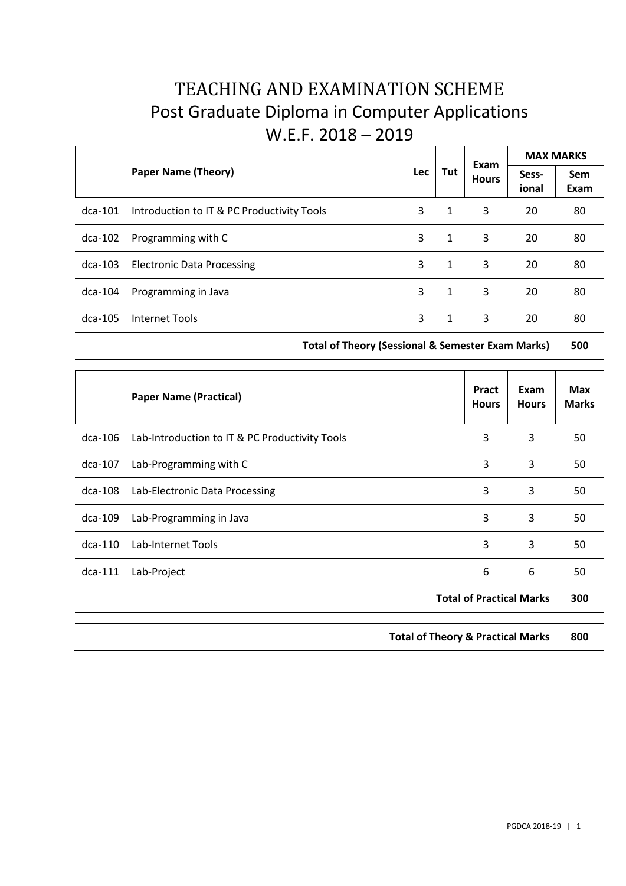# TEACHING AND EXAMINATION SCHEME
## Post Graduate Diploma in Computer Applications
## W.E.F. 2018 – 2019

| | Paper Name (Theory) | Lec | Tut | Exam Hours | MAX MARKS | |
|---|---|---|---|---|---|---|
| | | | | | Sess-ional | Sem Exam |
| dca-101 | Introduction to IT & PC Productivity Tools | 3 | 1 | 3 | 20 | 80 |
| dca-102 | Programming with C | 3 | 1 | 3 | 20 | 80 |
| dca-103 | Electronic Data Processing | 3 | 1 | 3 | 20 | 80 |
| dca-104 | Programming in Java | 3 | 1 | 3 | 20 | 80 |
| dca-105 | Internet Tools | 3 | 1 | 3 | 20 | 80 |
| | **Total of Theory (Sessional & Semester Exam Marks)** | | | | | **500** |

| | Paper Name (Practical) | Pract Hours | Exam Hours | Max Marks |
|---|---|---|---|---|
| dca-106 | Lab-Introduction to IT & PC Productivity Tools | 3 | 3 | 50 |
| dca-107 | Lab-Programming with C | 3 | 3 | 50 |
| dca-108 | Lab-Electronic Data Processing | 3 | 3 | 50 |
| dca-109 | Lab-Programming in Java | 3 | 3 | 50 |
| dca-110 | Lab-Internet Tools | 3 | 3 | 50 |
| dca-111 | Lab-Project | 6 | 6 | 50 |
| | **Total of Practical Marks** | | | **300** |

| | |
|---|---|
| **Total of Theory & Practical Marks** | **800** |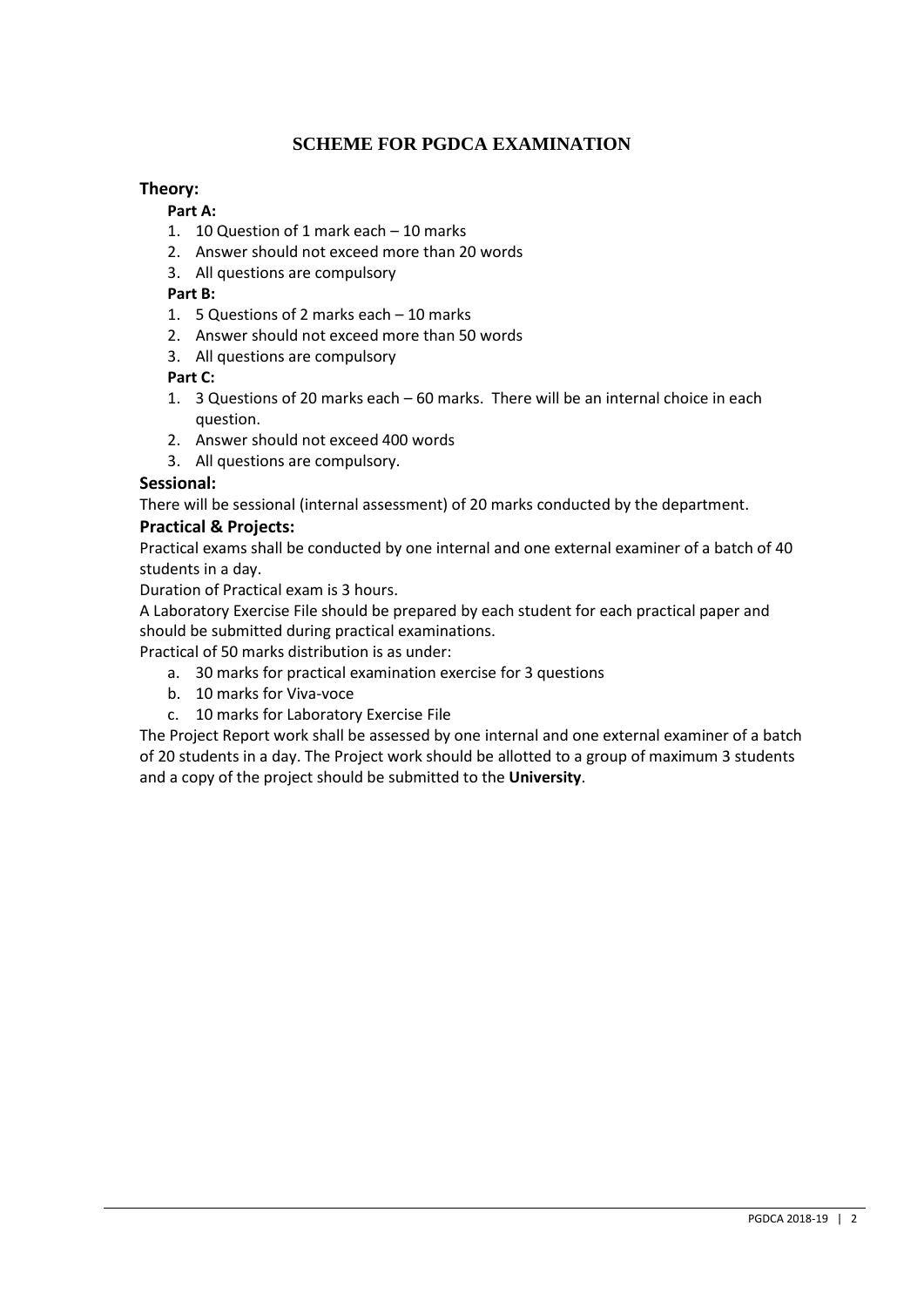# SCHEME FOR PGDCA EXAMINATION

## Theory:

**Part A:**

1. 10 Question of 1 mark each – 10 marks
2. Answer should not exceed more than 20 words
3. All questions are compulsory

**Part B:**

1. 5 Questions of 2 marks each – 10 marks
2. Answer should not exceed more than 50 words
3. All questions are compulsory

**Part C:**

1. 3 Questions of 20 marks each – 60 marks. There will be an internal choice in each question.
2. Answer should not exceed 400 words
3. All questions are compulsory.

## Sessional:

There will be sessional (internal assessment) of 20 marks conducted by the department.

## Practical & Projects:

Practical exams shall be conducted by one internal and one external examiner of a batch of 40 students in a day.

Duration of Practical exam is 3 hours.

A Laboratory Exercise File should be prepared by each student for each practical paper and should be submitted during practical examinations.

Practical of 50 marks distribution is as under:

a. 30 marks for practical examination exercise for 3 questions
b. 10 marks for Viva-voce
c. 10 marks for Laboratory Exercise File

The Project Report work shall be assessed by one internal and one external examiner of a batch of 20 students in a day. The Project work should be allotted to a group of maximum 3 students and a copy of the project should be submitted to the **University**.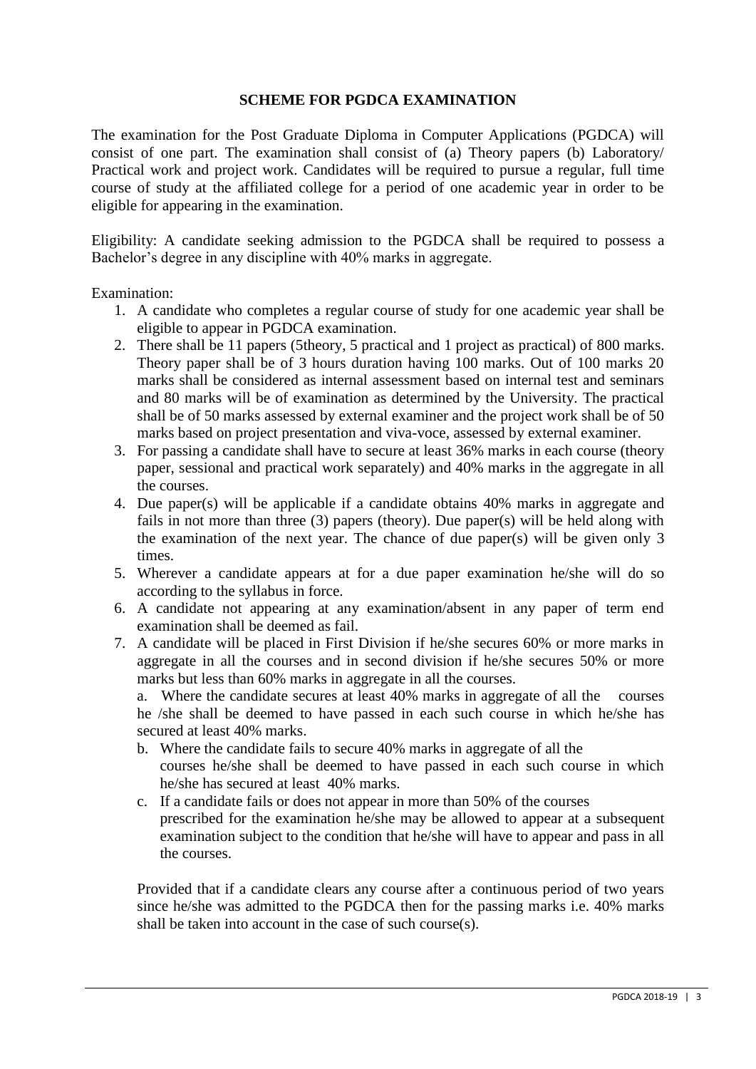## SCHEME FOR PGDCA EXAMINATION

The examination for the Post Graduate Diploma in Computer Applications (PGDCA) will consist of one part. The examination shall consist of (a) Theory papers (b) Laboratory/ Practical work and project work. Candidates will be required to pursue a regular, full time course of study at the affiliated college for a period of one academic year in order to be eligible for appearing in the examination.

Eligibility: A candidate seeking admission to the PGDCA shall be required to possess a Bachelor's degree in any discipline with 40% marks in aggregate.

Examination:

1. A candidate who completes a regular course of study for one academic year shall be eligible to appear in PGDCA examination.
2. There shall be 11 papers (5theory, 5 practical and 1 project as practical) of 800 marks. Theory paper shall be of 3 hours duration having 100 marks. Out of 100 marks 20 marks shall be considered as internal assessment based on internal test and seminars and 80 marks will be of examination as determined by the University. The practical shall be of 50 marks assessed by external examiner and the project work shall be of 50 marks based on project presentation and viva-voce, assessed by external examiner.
3. For passing a candidate shall have to secure at least 36% marks in each course (theory paper, sessional and practical work separately) and 40% marks in the aggregate in all the courses.
4. Due paper(s) will be applicable if a candidate obtains 40% marks in aggregate and fails in not more than three (3) papers (theory). Due paper(s) will be held along with the examination of the next year. The chance of due paper(s) will be given only 3 times.
5. Wherever a candidate appears at for a due paper examination he/she will do so according to the syllabus in force.
6. A candidate not appearing at any examination/absent in any paper of term end examination shall be deemed as fail.
7. A candidate will be placed in First Division if he/she secures 60% or more marks in aggregate in all the courses and in second division if he/she secures 50% or more marks but less than 60% marks in aggregate in all the courses.

   a. Where the candidate secures at least 40% marks in aggregate of all the courses he /she shall be deemed to have passed in each such course in which he/she has secured at least 40% marks.

   b. Where the candidate fails to secure 40% marks in aggregate of all the courses he/she shall be deemed to have passed in each such course in which he/she has secured at least 40% marks.

   c. If a candidate fails or does not appear in more than 50% of the courses prescribed for the examination he/she may be allowed to appear at a subsequent examination subject to the condition that he/she will have to appear and pass in all the courses.

   Provided that if a candidate clears any course after a continuous period of two years since he/she was admitted to the PGDCA then for the passing marks i.e. 40% marks shall be taken into account in the case of such course(s).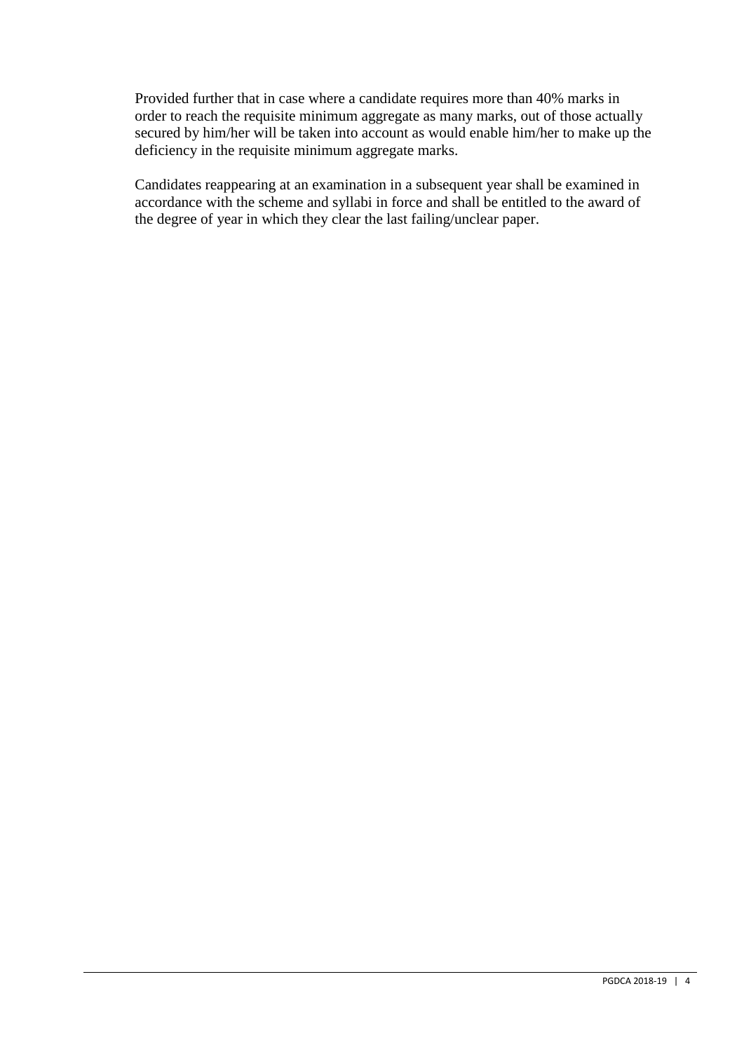Provided further that in case where a candidate requires more than 40% marks in order to reach the requisite minimum aggregate as many marks, out of those actually secured by him/her will be taken into account as would enable him/her to make up the deficiency in the requisite minimum aggregate marks.

Candidates reappearing at an examination in a subsequent year shall be examined in accordance with the scheme and syllabi in force and shall be entitled to the award of the degree of year in which they clear the last failing/unclear paper.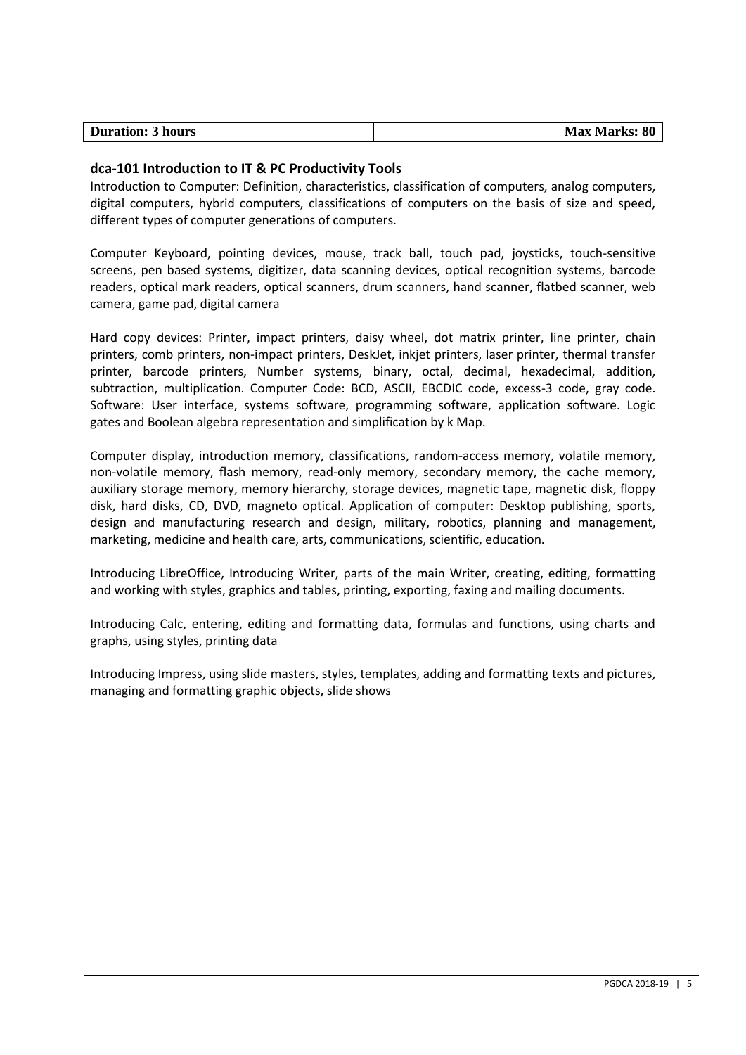| **Duration: 3 hours** | **Max Marks: 80** |
|---|---|

## dca-101 Introduction to IT & PC Productivity Tools

Introduction to Computer: Definition, characteristics, classification of computers, analog computers, digital computers, hybrid computers, classifications of computers on the basis of size and speed, different types of computer generations of computers.

Computer Keyboard, pointing devices, mouse, track ball, touch pad, joysticks, touch-sensitive screens, pen based systems, digitizer, data scanning devices, optical recognition systems, barcode readers, optical mark readers, optical scanners, drum scanners, hand scanner, flatbed scanner, web camera, game pad, digital camera

Hard copy devices: Printer, impact printers, daisy wheel, dot matrix printer, line printer, chain printers, comb printers, non-impact printers, DeskJet, inkjet printers, laser printer, thermal transfer printer, barcode printers, Number systems, binary, octal, decimal, hexadecimal, addition, subtraction, multiplication. Computer Code: BCD, ASCII, EBCDIC code, excess-3 code, gray code. Software: User interface, systems software, programming software, application software. Logic gates and Boolean algebra representation and simplification by k Map.

Computer display, introduction memory, classifications, random-access memory, volatile memory, non-volatile memory, flash memory, read-only memory, secondary memory, the cache memory, auxiliary storage memory, memory hierarchy, storage devices, magnetic tape, magnetic disk, floppy disk, hard disks, CD, DVD, magneto optical. Application of computer: Desktop publishing, sports, design and manufacturing research and design, military, robotics, planning and management, marketing, medicine and health care, arts, communications, scientific, education.

Introducing LibreOffice, Introducing Writer, parts of the main Writer, creating, editing, formatting and working with styles, graphics and tables, printing, exporting, faxing and mailing documents.

Introducing Calc, entering, editing and formatting data, formulas and functions, using charts and graphs, using styles, printing data

Introducing Impress, using slide masters, styles, templates, adding and formatting texts and pictures, managing and formatting graphic objects, slide shows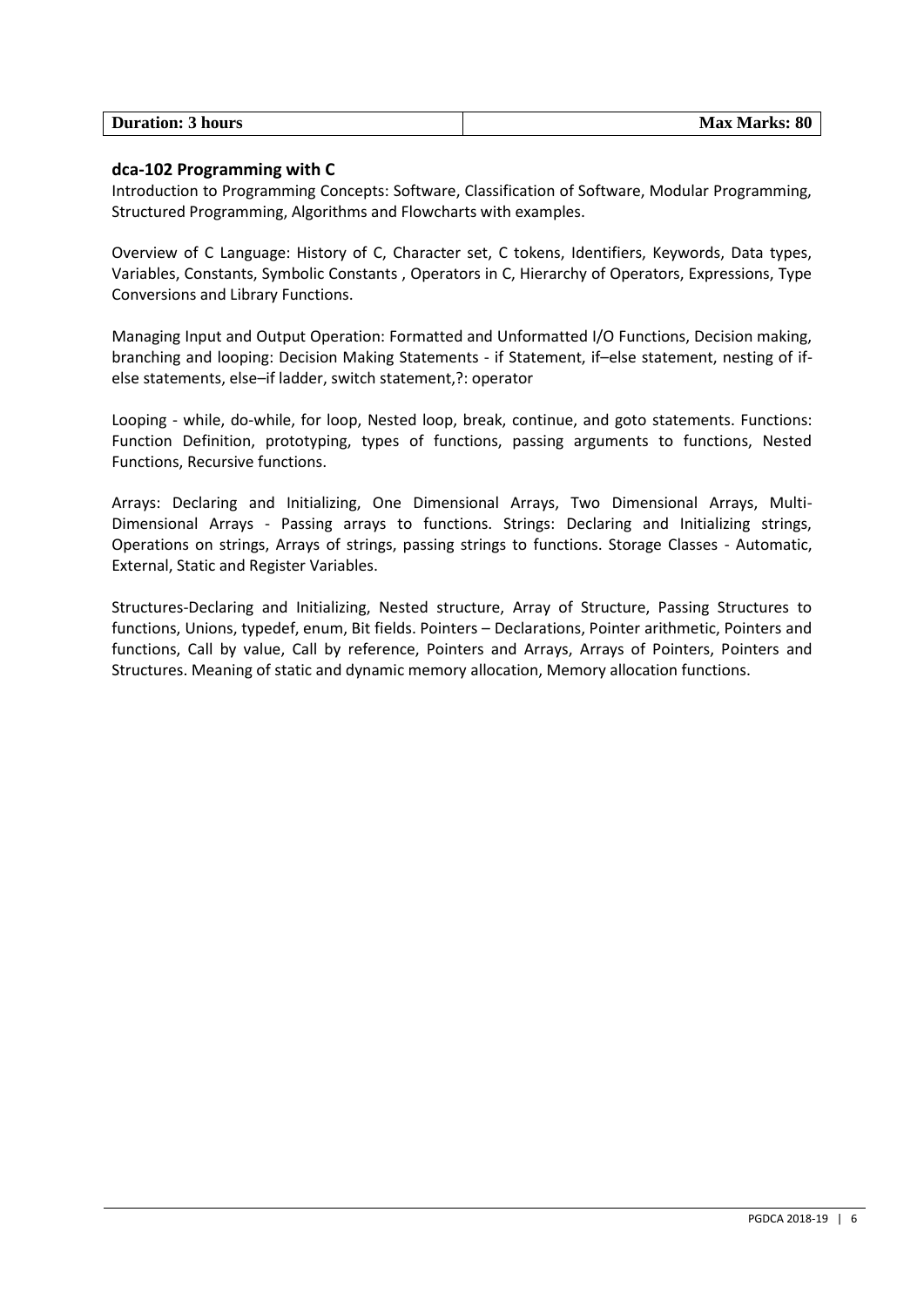| Duration: 3 hours | Max Marks: 80 |
| --- | --- |

## dca-102 Programming with C

Introduction to Programming Concepts: Software, Classification of Software, Modular Programming, Structured Programming, Algorithms and Flowcharts with examples.

Overview of C Language: History of C, Character set, C tokens, Identifiers, Keywords, Data types, Variables, Constants, Symbolic Constants , Operators in C, Hierarchy of Operators, Expressions, Type Conversions and Library Functions.

Managing Input and Output Operation: Formatted and Unformatted I/O Functions, Decision making, branching and looping: Decision Making Statements - if Statement, if–else statement, nesting of if-else statements, else–if ladder, switch statement,?: operator

Looping - while, do-while, for loop, Nested loop, break, continue, and goto statements. Functions: Function Definition, prototyping, types of functions, passing arguments to functions, Nested Functions, Recursive functions.

Arrays: Declaring and Initializing, One Dimensional Arrays, Two Dimensional Arrays, Multi-Dimensional Arrays - Passing arrays to functions. Strings: Declaring and Initializing strings, Operations on strings, Arrays of strings, passing strings to functions. Storage Classes - Automatic, External, Static and Register Variables.

Structures-Declaring and Initializing, Nested structure, Array of Structure, Passing Structures to functions, Unions, typedef, enum, Bit fields. Pointers – Declarations, Pointer arithmetic, Pointers and functions, Call by value, Call by reference, Pointers and Arrays, Arrays of Pointers, Pointers and Structures. Meaning of static and dynamic memory allocation, Memory allocation functions.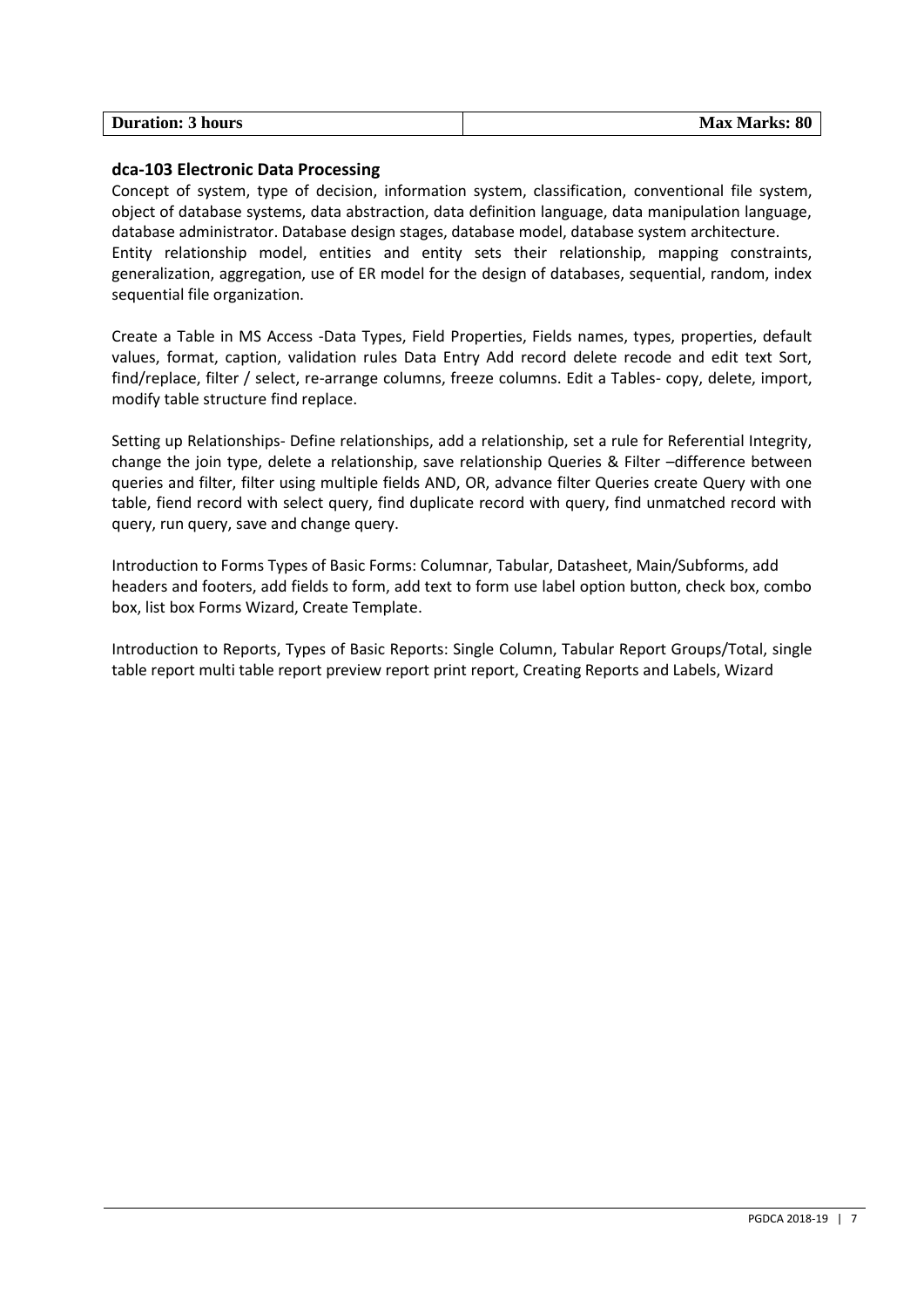| Duration: 3 hours | Max Marks: 80 |
|---|---|

### dca-103 Electronic Data Processing

Concept of system, type of decision, information system, classification, conventional file system, object of database systems, data abstraction, data definition language, data manipulation language, database administrator. Database design stages, database model, database system architecture. Entity relationship model, entities and entity sets their relationship, mapping constraints, generalization, aggregation, use of ER model for the design of databases, sequential, random, index sequential file organization.

Create a Table in MS Access -Data Types, Field Properties, Fields names, types, properties, default values, format, caption, validation rules Data Entry Add record delete recode and edit text Sort, find/replace, filter / select, re-arrange columns, freeze columns. Edit a Tables- copy, delete, import, modify table structure find replace.

Setting up Relationships- Define relationships, add a relationship, set a rule for Referential Integrity, change the join type, delete a relationship, save relationship Queries & Filter –difference between queries and filter, filter using multiple fields AND, OR, advance filter Queries create Query with one table, fiend record with select query, find duplicate record with query, find unmatched record with query, run query, save and change query.

Introduction to Forms Types of Basic Forms: Columnar, Tabular, Datasheet, Main/Subforms, add headers and footers, add fields to form, add text to form use label option button, check box, combo box, list box Forms Wizard, Create Template.

Introduction to Reports, Types of Basic Reports: Single Column, Tabular Report Groups/Total, single table report multi table report preview report print report, Creating Reports and Labels, Wizard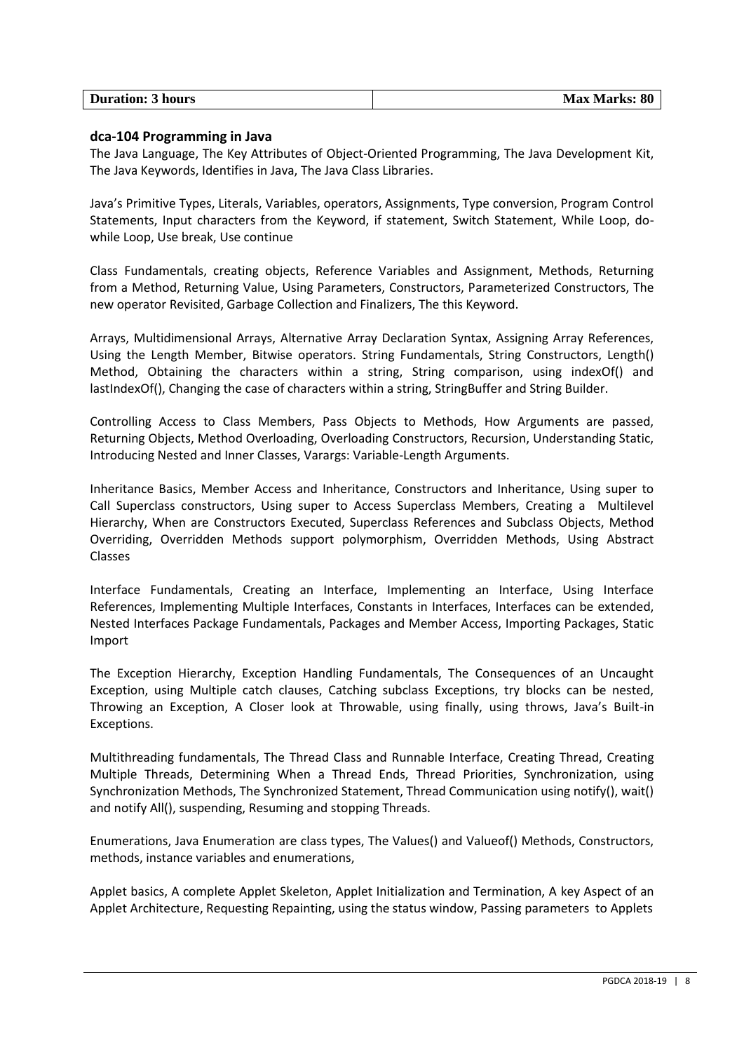| Duration: 3 hours | Max Marks: 80 |
|---|---|

### dca-104 Programming in Java

The Java Language, The Key Attributes of Object-Oriented Programming, The Java Development Kit, The Java Keywords, Identifies in Java, The Java Class Libraries.

Java's Primitive Types, Literals, Variables, operators, Assignments, Type conversion, Program Control Statements, Input characters from the Keyword, if statement, Switch Statement, While Loop, do-while Loop, Use break, Use continue

Class Fundamentals, creating objects, Reference Variables and Assignment, Methods, Returning from a Method, Returning Value, Using Parameters, Constructors, Parameterized Constructors, The new operator Revisited, Garbage Collection and Finalizers, The this Keyword.

Arrays, Multidimensional Arrays, Alternative Array Declaration Syntax, Assigning Array References, Using the Length Member, Bitwise operators. String Fundamentals, String Constructors, Length() Method, Obtaining the characters within a string, String comparison, using indexOf() and lastIndexOf(), Changing the case of characters within a string, StringBuffer and String Builder.

Controlling Access to Class Members, Pass Objects to Methods, How Arguments are passed, Returning Objects, Method Overloading, Overloading Constructors, Recursion, Understanding Static, Introducing Nested and Inner Classes, Varargs: Variable-Length Arguments.

Inheritance Basics, Member Access and Inheritance, Constructors and Inheritance, Using super to Call Superclass constructors, Using super to Access Superclass Members, Creating a Multilevel Hierarchy, When are Constructors Executed, Superclass References and Subclass Objects, Method Overriding, Overridden Methods support polymorphism, Overridden Methods, Using Abstract Classes

Interface Fundamentals, Creating an Interface, Implementing an Interface, Using Interface References, Implementing Multiple Interfaces, Constants in Interfaces, Interfaces can be extended, Nested Interfaces Package Fundamentals, Packages and Member Access, Importing Packages, Static Import

The Exception Hierarchy, Exception Handling Fundamentals, The Consequences of an Uncaught Exception, using Multiple catch clauses, Catching subclass Exceptions, try blocks can be nested, Throwing an Exception, A Closer look at Throwable, using finally, using throws, Java's Built-in Exceptions.

Multithreading fundamentals, The Thread Class and Runnable Interface, Creating Thread, Creating Multiple Threads, Determining When a Thread Ends, Thread Priorities, Synchronization, using Synchronization Methods, The Synchronized Statement, Thread Communication using notify(), wait() and notify All(), suspending, Resuming and stopping Threads.

Enumerations, Java Enumeration are class types, The Values() and Valueof() Methods, Constructors, methods, instance variables and enumerations,

Applet basics, A complete Applet Skeleton, Applet Initialization and Termination, A key Aspect of an Applet Architecture, Requesting Repainting, using the status window, Passing parameters to Applets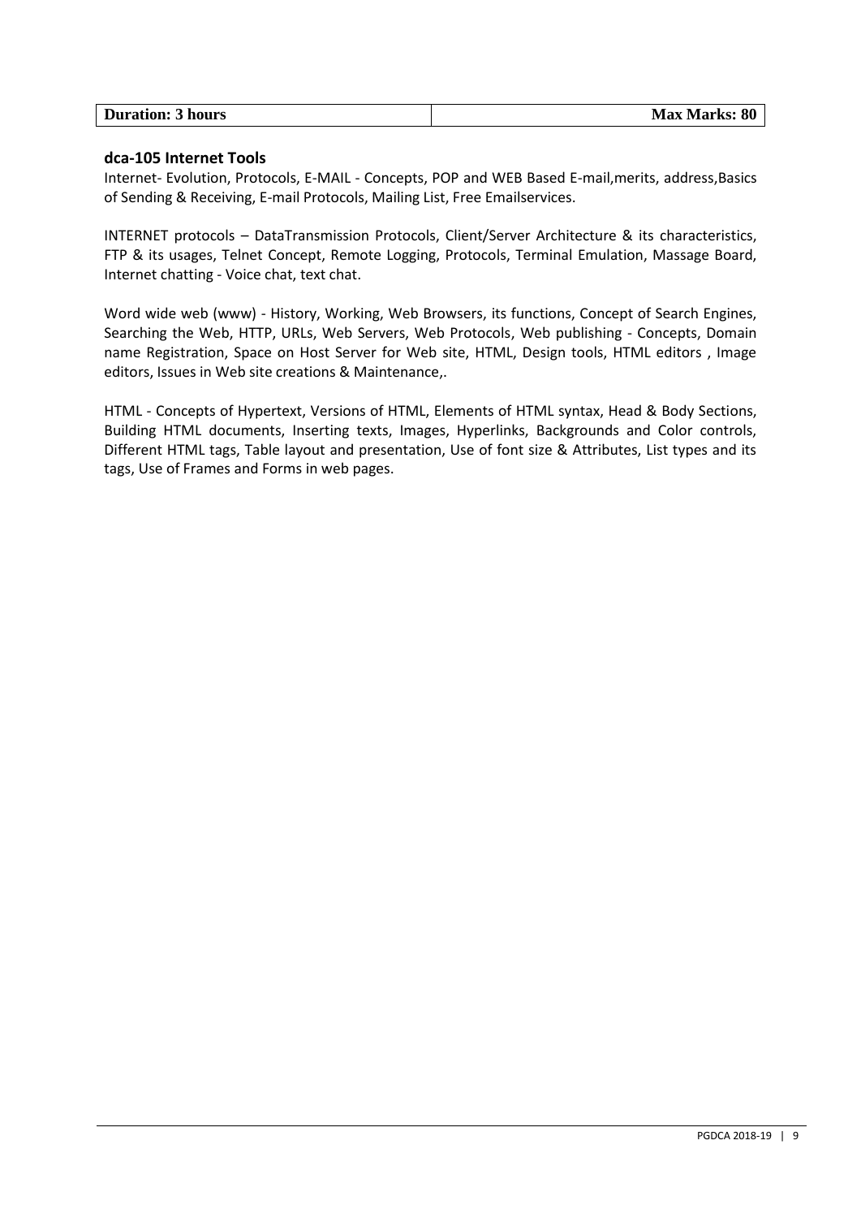| Duration: 3 hours | Max Marks: 80 |
|---|---|

### dca-105 Internet Tools

Internet- Evolution, Protocols, E-MAIL - Concepts, POP and WEB Based E-mail,merits, address,Basics of Sending & Receiving, E-mail Protocols, Mailing List, Free Emailservices.

INTERNET protocols – DataTransmission Protocols, Client/Server Architecture & its characteristics, FTP & its usages, Telnet Concept, Remote Logging, Protocols, Terminal Emulation, Massage Board, Internet chatting - Voice chat, text chat.

Word wide web (www) - History, Working, Web Browsers, its functions, Concept of Search Engines, Searching the Web, HTTP, URLs, Web Servers, Web Protocols, Web publishing - Concepts, Domain name Registration, Space on Host Server for Web site, HTML, Design tools, HTML editors , Image editors, Issues in Web site creations & Maintenance,.

HTML - Concepts of Hypertext, Versions of HTML, Elements of HTML syntax, Head & Body Sections, Building HTML documents, Inserting texts, Images, Hyperlinks, Backgrounds and Color controls, Different HTML tags, Table layout and presentation, Use of font size & Attributes, List types and its tags, Use of Frames and Forms in web pages.